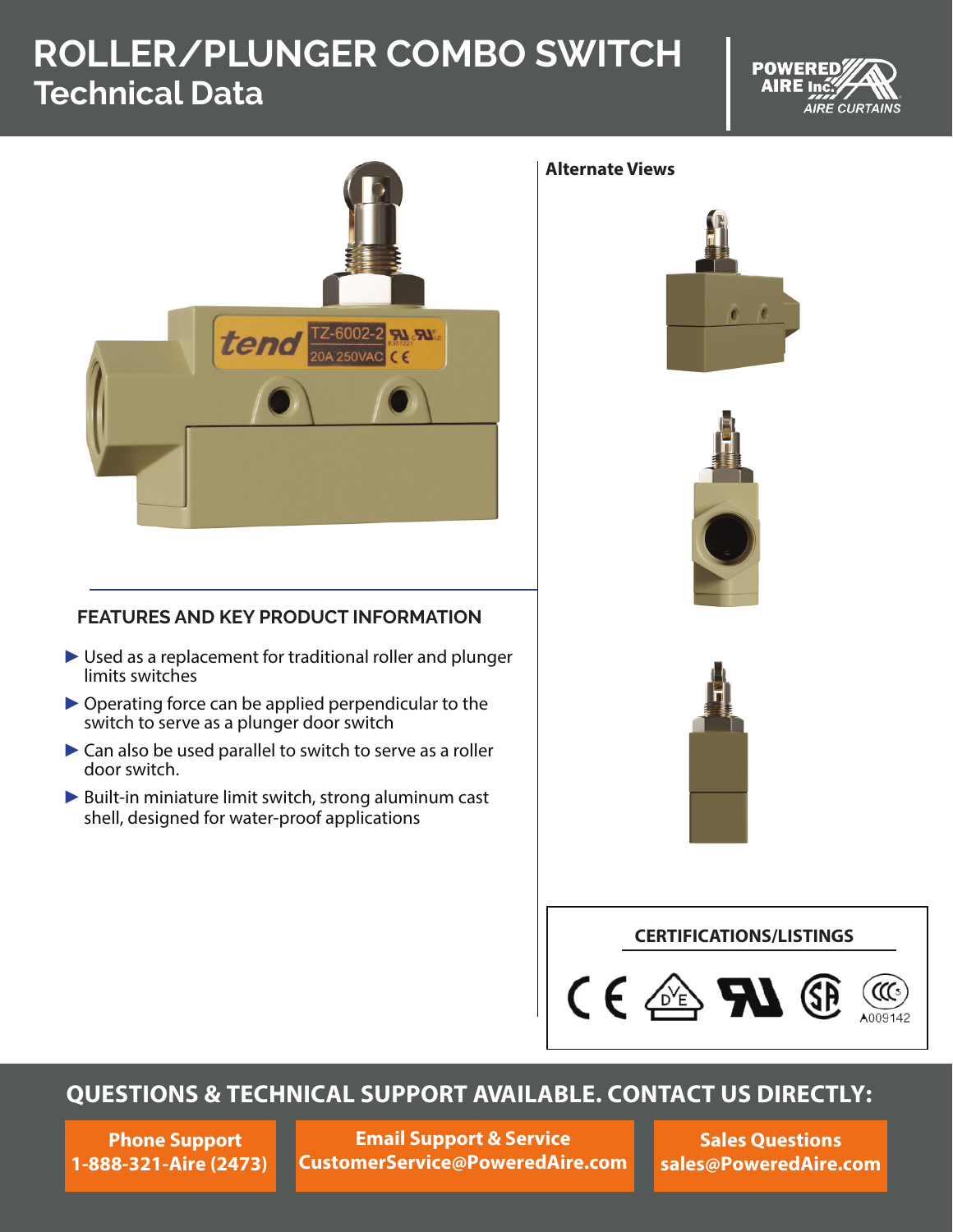# ROLLER/PLUNGER COMBO SWITCH
## Technical Data

POWERED AIRE Inc. AIRE CURTAINS

### Alternate Views

### FEATURES AND KEY PRODUCT INFORMATION

- Used as a replacement for traditional roller and plunger limits switches
- Operating force can be applied perpendicular to the switch to serve as a plunger door switch
- Can also be used parallel to switch to serve as a roller door switch.
- Built-in miniature limit switch, strong aluminum cast shell, designed for water-proof applications

### CERTIFICATIONS/LISTINGS

A009142

## QUESTIONS & TECHNICAL SUPPORT AVAILABLE. CONTACT US DIRECTLY:

**Phone Support**
**1-888-321-Aire (2473)**

**Email Support & Service**
**CustomerService@PoweredAire.com**

**Sales Questions**
**sales@PoweredAire.com**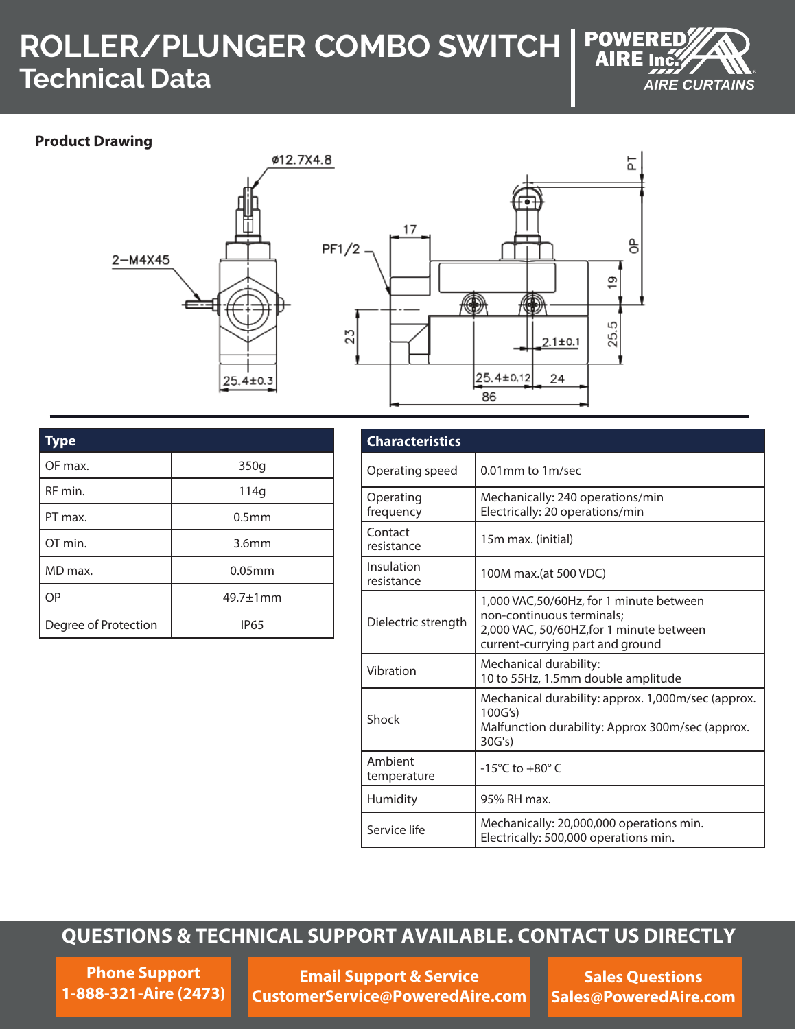# ROLLER/PLUNGER COMBO SWITCH

## Technical Data

POWERED AIRE Inc.
AIRE CURTAINS

**Product Drawing**

ø12.7X4.8
2–M4X45
25.4±0.3
PF1/2
17
23
PT
OP
19
25.5
2.1±0.1
25.4±0.12
24
86

| Type | |
|---|---|
| OF max. | 350g |
| RF min. | 114g |
| PT max. | 0.5mm |
| OT min. | 3.6mm |
| MD max. | 0.05mm |
| OP | 49.7±1mm |
| Degree of Protection | IP65 |

| Characteristics | |
|---|---|
| Operating speed | 0.01mm to 1m/sec |
| Operating frequency | Mechanically: 240 operations/min<br>Electrically: 20 operations/min |
| Contact resistance | 15m max. (initial) |
| Insulation resistance | 100M max.(at 500 VDC) |
| Dielectric strength | 1,000 VAC,50/60Hz, for 1 minute between non-continuous terminals;<br>2,000 VAC, 50/60HZ,for 1 minute between current-currying part and ground |
| Vibration | Mechanical durability:<br>10 to 55Hz, 1.5mm double amplitude |
| Shock | Mechanical durability: approx. 1,000m/sec (approx. 100G's)<br>Malfunction durability: Approx 300m/sec (approx. 30G's) |
| Ambient temperature | -15°C to +80° C |
| Humidity | 95% RH max. |
| Service life | Mechanically: 20,000,000 operations min.<br>Electrically: 500,000 operations min. |

**QUESTIONS & TECHNICAL SUPPORT AVAILABLE. CONTACT US DIRECTLY**

**Phone Support**
**1-888-321-Aire (2473)**

**Email Support & Service**
**CustomerService@PoweredAire.com**

**Sales Questions**
**Sales@PoweredAire.com**